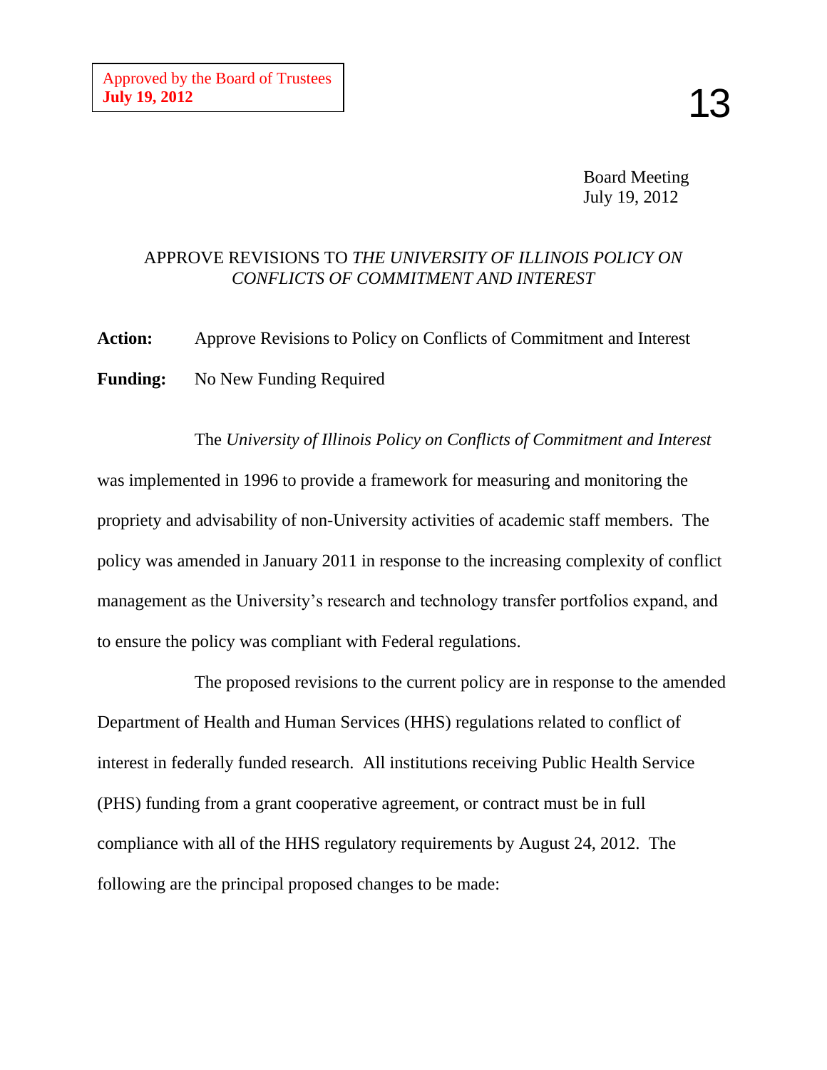Approved by the Board of Trustees
**July 19, 2012**

13

Board Meeting
July 19, 2012

# APPROVE REVISIONS TO *THE UNIVERSITY OF ILLINOIS POLICY ON CONFLICTS OF COMMITMENT AND INTEREST*

**Action:** Approve Revisions to Policy on Conflicts of Commitment and Interest

**Funding:** No New Funding Required

The *University of Illinois Policy on Conflicts of Commitment and Interest* was implemented in 1996 to provide a framework for measuring and monitoring the propriety and advisability of non-University activities of academic staff members. The policy was amended in January 2011 in response to the increasing complexity of conflict management as the University's research and technology transfer portfolios expand, and to ensure the policy was compliant with Federal regulations.

The proposed revisions to the current policy are in response to the amended Department of Health and Human Services (HHS) regulations related to conflict of interest in federally funded research. All institutions receiving Public Health Service (PHS) funding from a grant cooperative agreement, or contract must be in full compliance with all of the HHS regulatory requirements by August 24, 2012. The following are the principal proposed changes to be made: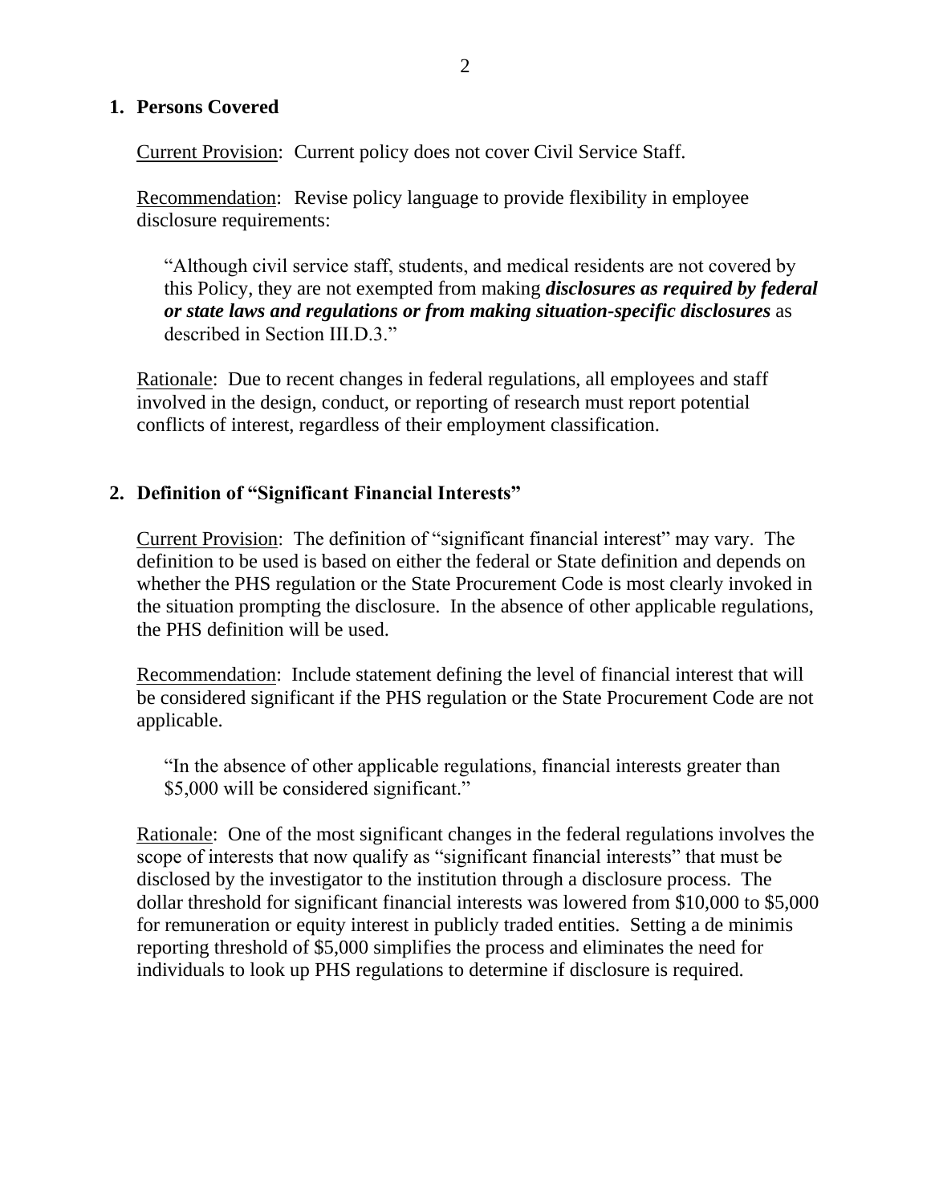## 1. Persons Covered

Current Provision: Current policy does not cover Civil Service Staff.

Recommendation: Revise policy language to provide flexibility in employee disclosure requirements:

> "Although civil service staff, students, and medical residents are not covered by this Policy, they are not exempted from making ***disclosures as required by federal or state laws and regulations or from making situation-specific disclosures*** as described in Section III.D.3."

Rationale: Due to recent changes in federal regulations, all employees and staff involved in the design, conduct, or reporting of research must report potential conflicts of interest, regardless of their employment classification.

## 2. Definition of "Significant Financial Interests"

Current Provision: The definition of "significant financial interest" may vary. The definition to be used is based on either the federal or State definition and depends on whether the PHS regulation or the State Procurement Code is most clearly invoked in the situation prompting the disclosure. In the absence of other applicable regulations, the PHS definition will be used.

Recommendation: Include statement defining the level of financial interest that will be considered significant if the PHS regulation or the State Procurement Code are not applicable.

> "In the absence of other applicable regulations, financial interests greater than $5,000 will be considered significant."

Rationale: One of the most significant changes in the federal regulations involves the scope of interests that now qualify as "significant financial interests" that must be disclosed by the investigator to the institution through a disclosure process. The dollar threshold for significant financial interests was lowered from $10,000 to $5,000 for remuneration or equity interest in publicly traded entities. Setting a de minimis reporting threshold of $5,000 simplifies the process and eliminates the need for individuals to look up PHS regulations to determine if disclosure is required.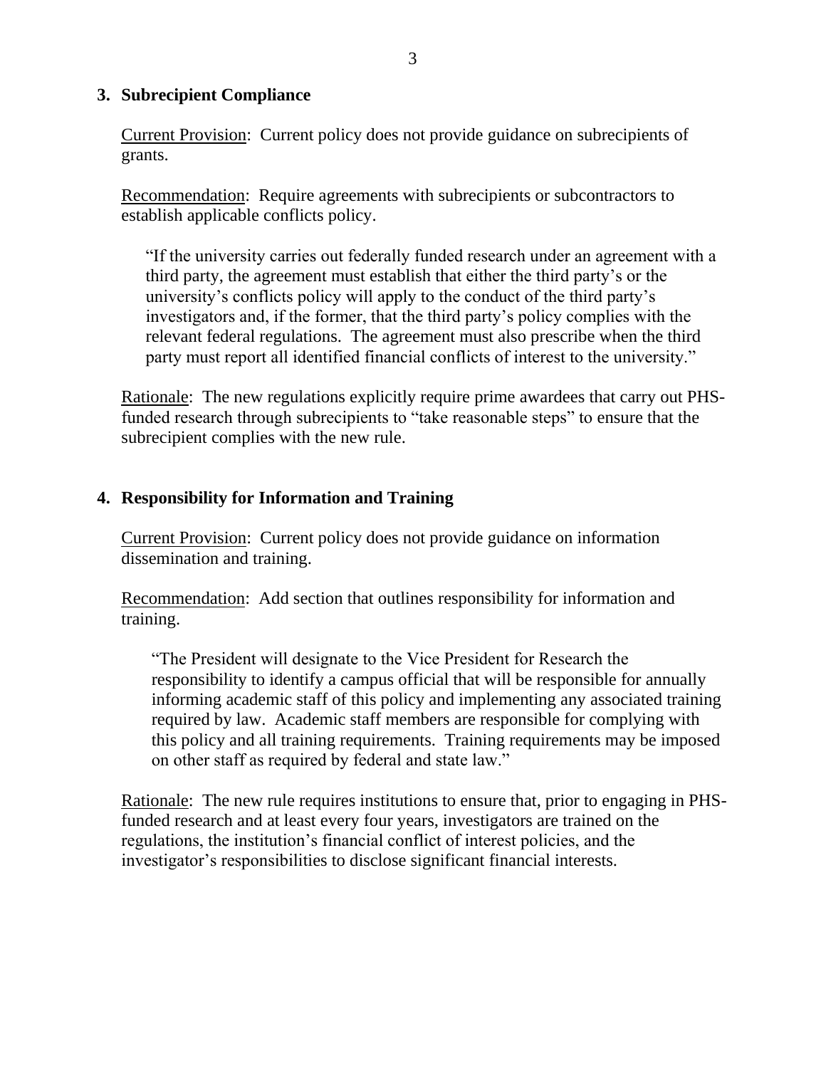### 3. Subrecipient Compliance

Current Provision: Current policy does not provide guidance on subrecipients of grants.

Recommendation: Require agreements with subrecipients or subcontractors to establish applicable conflicts policy.

> "If the university carries out federally funded research under an agreement with a third party, the agreement must establish that either the third party's or the university's conflicts policy will apply to the conduct of the third party's investigators and, if the former, that the third party's policy complies with the relevant federal regulations. The agreement must also prescribe when the third party must report all identified financial conflicts of interest to the university."

Rationale: The new regulations explicitly require prime awardees that carry out PHS-funded research through subrecipients to "take reasonable steps" to ensure that the subrecipient complies with the new rule.

### 4. Responsibility for Information and Training

Current Provision: Current policy does not provide guidance on information dissemination and training.

Recommendation: Add section that outlines responsibility for information and training.

> "The President will designate to the Vice President for Research the responsibility to identify a campus official that will be responsible for annually informing academic staff of this policy and implementing any associated training required by law. Academic staff members are responsible for complying with this policy and all training requirements. Training requirements may be imposed on other staff as required by federal and state law."

Rationale: The new rule requires institutions to ensure that, prior to engaging in PHS-funded research and at least every four years, investigators are trained on the regulations, the institution's financial conflict of interest policies, and the investigator's responsibilities to disclose significant financial interests.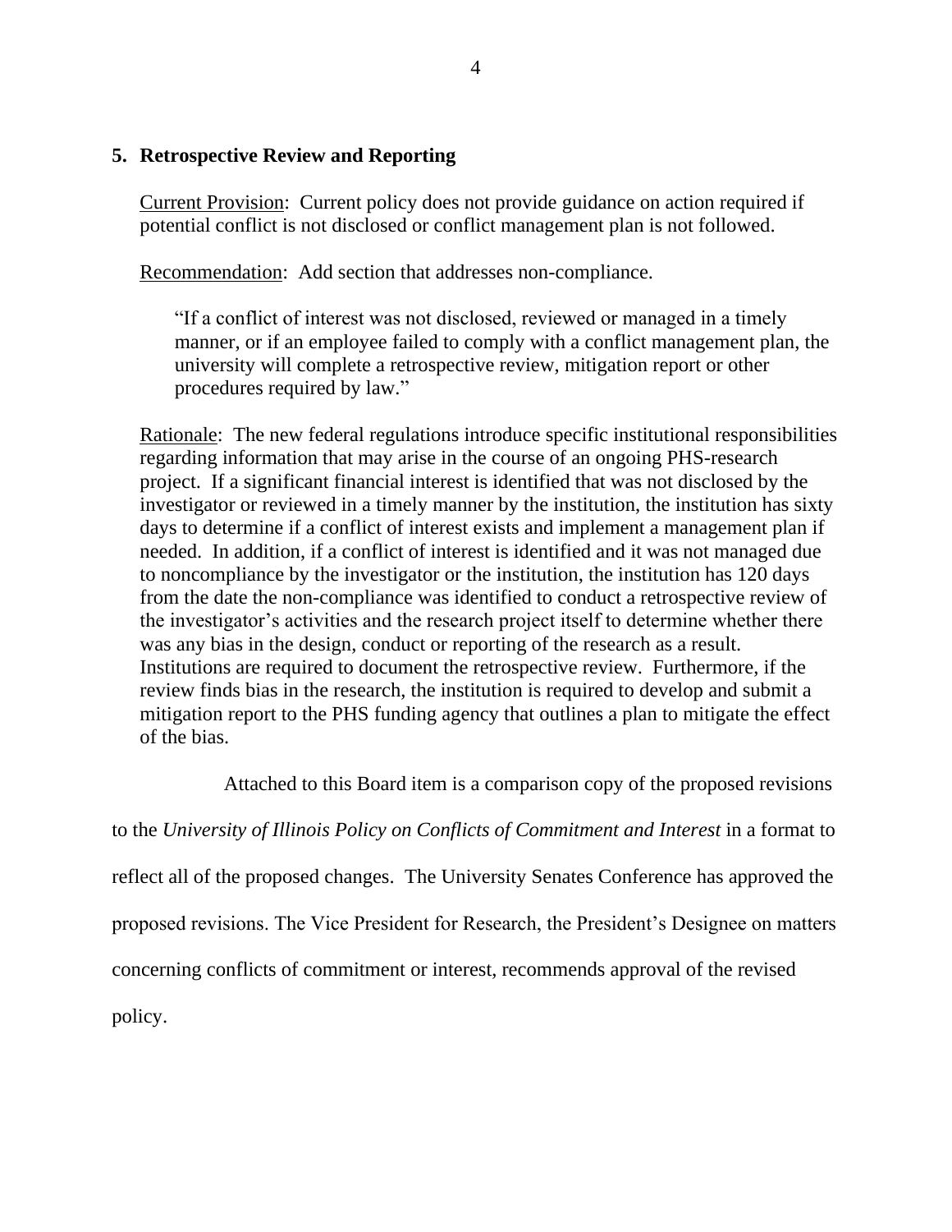## 5. Retrospective Review and Reporting

Current Provision: Current policy does not provide guidance on action required if potential conflict is not disclosed or conflict management plan is not followed.

Recommendation: Add section that addresses non-compliance.

> "If a conflict of interest was not disclosed, reviewed or managed in a timely manner, or if an employee failed to comply with a conflict management plan, the university will complete a retrospective review, mitigation report or other procedures required by law."

Rationale: The new federal regulations introduce specific institutional responsibilities regarding information that may arise in the course of an ongoing PHS-research project. If a significant financial interest is identified that was not disclosed by the investigator or reviewed in a timely manner by the institution, the institution has sixty days to determine if a conflict of interest exists and implement a management plan if needed. In addition, if a conflict of interest is identified and it was not managed due to noncompliance by the investigator or the institution, the institution has 120 days from the date the non-compliance was identified to conduct a retrospective review of the investigator's activities and the research project itself to determine whether there was any bias in the design, conduct or reporting of the research as a result. Institutions are required to document the retrospective review. Furthermore, if the review finds bias in the research, the institution is required to develop and submit a mitigation report to the PHS funding agency that outlines a plan to mitigate the effect of the bias.

Attached to this Board item is a comparison copy of the proposed revisions to the *University of Illinois Policy on Conflicts of Commitment and Interest* in a format to reflect all of the proposed changes. The University Senates Conference has approved the proposed revisions. The Vice President for Research, the President's Designee on matters concerning conflicts of commitment or interest, recommends approval of the revised policy.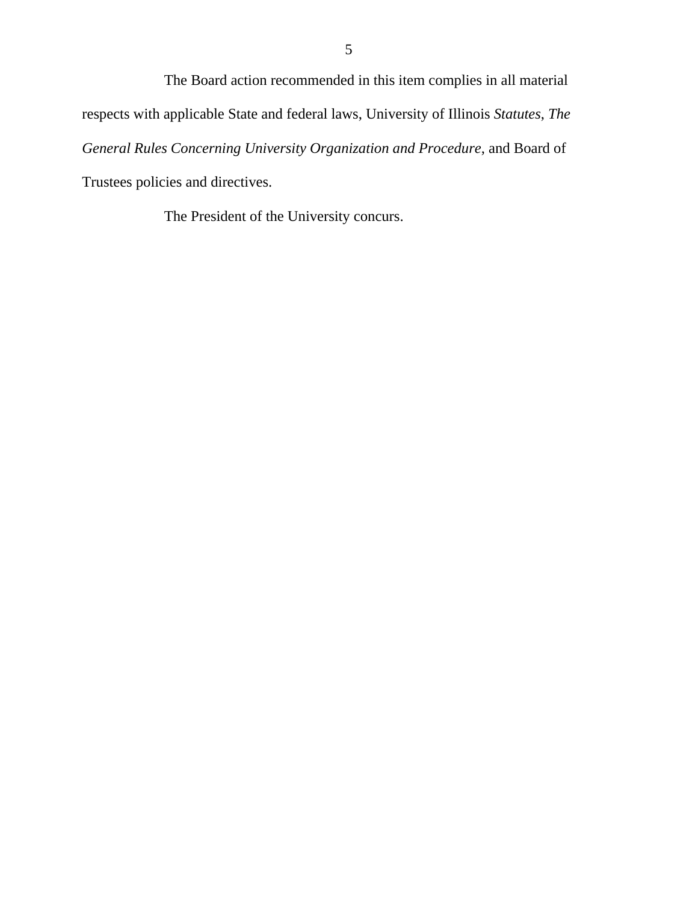The Board action recommended in this item complies in all material respects with applicable State and federal laws, University of Illinois *Statutes*, *The General Rules Concerning University Organization and Procedure*, and Board of Trustees policies and directives.

The President of the University concurs.